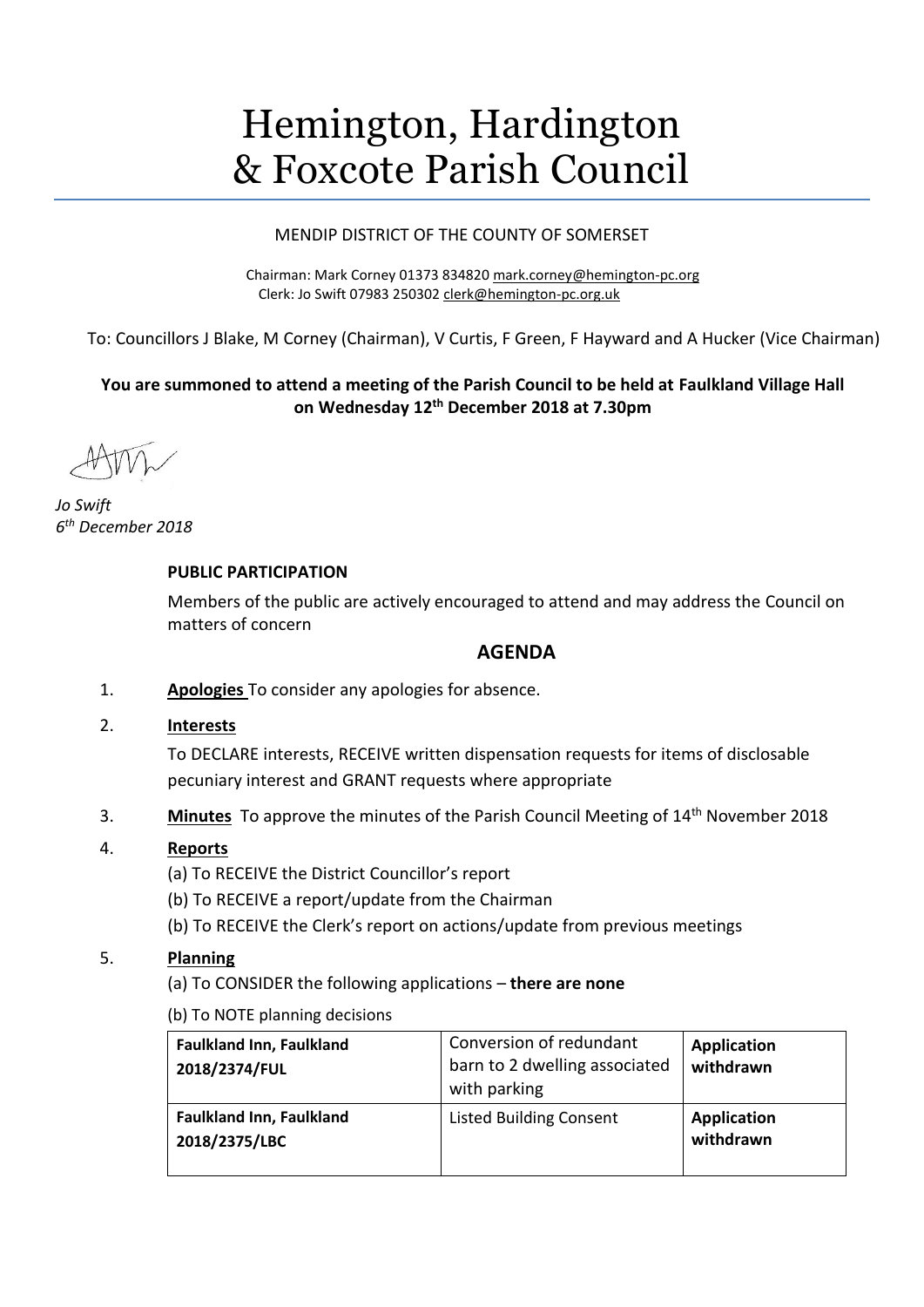# Hemington, Hardington & Foxcote Parish Council

MENDIP DISTRICT OF THE COUNTY OF SOMERSET

Chairman: Mark Corney 01373 834820 mark.corney@hemington-pc.org
Clerk: Jo Swift 07983 250302 clerk@hemington-pc.org.uk

To: Councillors J Blake, M Corney (Chairman), V Curtis, F Green, F Hayward and A Hucker (Vice Chairman)

**You are summoned to attend a meeting of the Parish Council to be held at Faulkland Village Hall on Wednesday 12th December 2018 at 7.30pm**

*Jo Swift*
*6th December 2018*

**PUBLIC PARTICIPATION**

Members of the public are actively encouraged to attend and may address the Council on matters of concern

## AGENDA

1. **Apologies** To consider any apologies for absence.

2. **Interests**

   To DECLARE interests, RECEIVE written dispensation requests for items of disclosable pecuniary interest and GRANT requests where appropriate

3. **Minutes** To approve the minutes of the Parish Council Meeting of 14th November 2018

4. **Reports**

   (a) To RECEIVE the District Councillor's report

   (b) To RECEIVE a report/update from the Chairman

   (b) To RECEIVE the Clerk's report on actions/update from previous meetings

5. **Planning**

   (a) To CONSIDER the following applications – **there are none**

   (b) To NOTE planning decisions

| **Faulkland Inn, Faulkland 2018/2374/FUL** | Conversion of redundant barn to 2 dwelling associated with parking | **Application withdrawn** |
|---|---|---|
| **Faulkland Inn, Faulkland 2018/2375/LBC** | Listed Building Consent | **Application withdrawn** |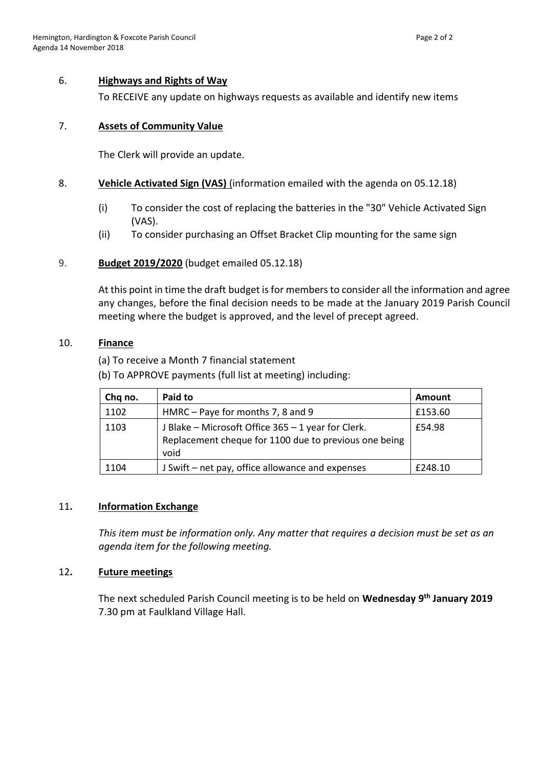6. **Highways and Rights of Way**

To RECEIVE any update on highways requests as available and identify new items

7. **Assets of Community Value**

The Clerk will provide an update.

8. **Vehicle Activated Sign (VAS)** (information emailed with the agenda on 05.12.18)

   (i) To consider the cost of replacing the batteries in the "30" Vehicle Activated Sign (VAS).

   (ii) To consider purchasing an Offset Bracket Clip mounting for the same sign

9. **Budget 2019/2020** (budget emailed 05.12.18)

At this point in time the draft budget is for members to consider all the information and agree any changes, before the final decision needs to be made at the January 2019 Parish Council meeting where the budget is approved, and the level of precept agreed.

10. **Finance**

(a) To receive a Month 7 financial statement

(b) To APPROVE payments (full list at meeting) including:

| Chq no. | Paid to | Amount |
|---|---|---|
| 1102 | HMRC – Paye for months 7, 8 and 9 | £153.60 |
| 1103 | J Blake – Microsoft Office 365 – 1 year for Clerk. Replacement cheque for 1100 due to previous one being void | £54.98 |
| 1104 | J Swift – net pay, office allowance and expenses | £248.10 |

11. **Information Exchange**

*This item must be information only. Any matter that requires a decision must be set as an agenda item for the following meeting.*

12. **Future meetings**

The next scheduled Parish Council meeting is to be held on **Wednesday 9th January 2019** 7.30 pm at Faulkland Village Hall.